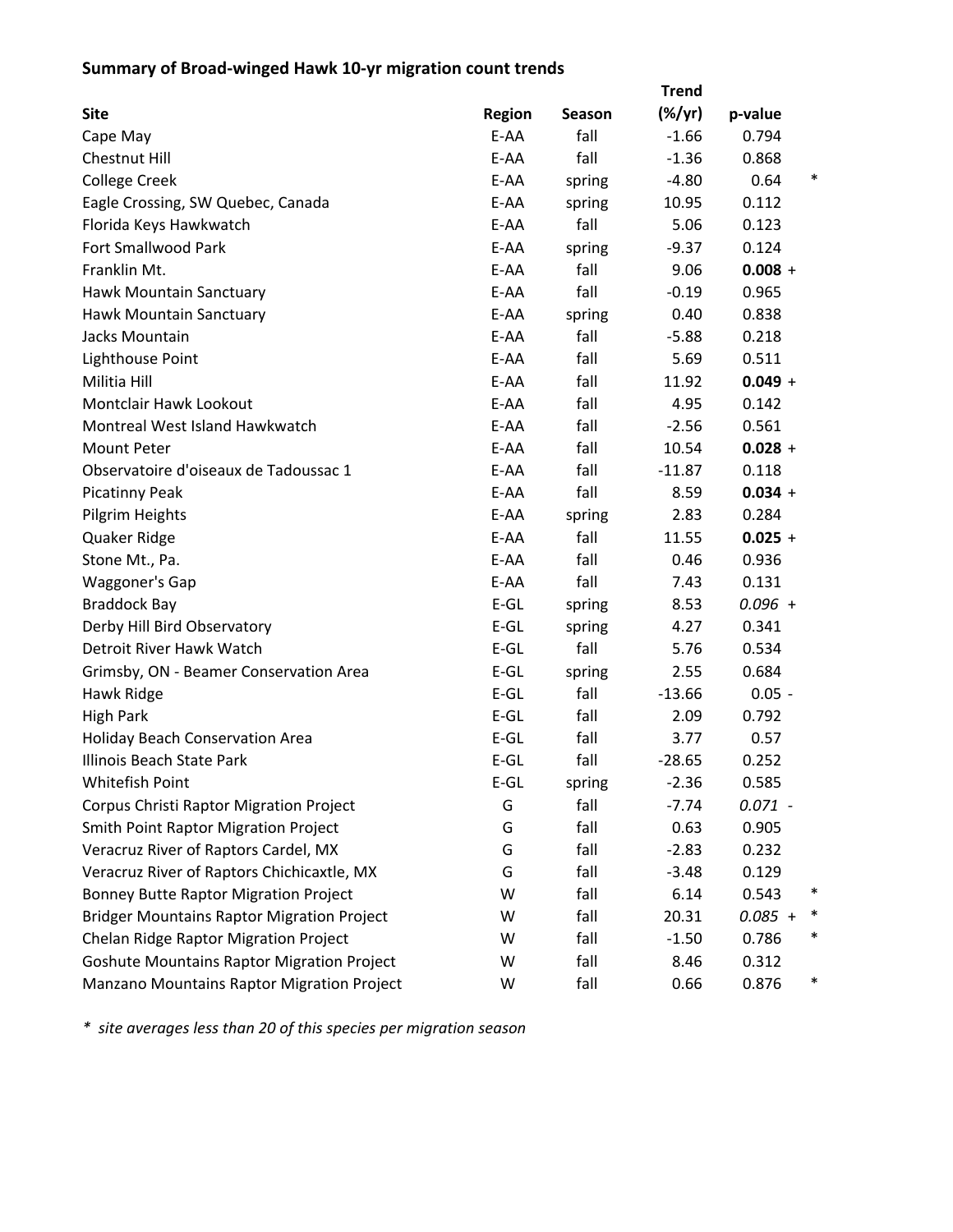**Summary of Broad-winged Hawk 10-yr migration count trends**

| Site | Region | Season | Trend (%/yr) | p-value | |
|---|---|---|---|---|---|
| Cape May | E-AA | fall | -1.66 | 0.794 | |
| Chestnut Hill | E-AA | fall | -1.36 | 0.868 | |
| College Creek | E-AA | spring | -4.80 | 0.64 | * |
| Eagle Crossing, SW Quebec, Canada | E-AA | spring | 10.95 | 0.112 | |
| Florida Keys Hawkwatch | E-AA | fall | 5.06 | 0.123 | |
| Fort Smallwood Park | E-AA | spring | -9.37 | 0.124 | |
| Franklin Mt. | E-AA | fall | 9.06 | **0.008** + | |
| Hawk Mountain Sanctuary | E-AA | fall | -0.19 | 0.965 | |
| Hawk Mountain Sanctuary | E-AA | spring | 0.40 | 0.838 | |
| Jacks Mountain | E-AA | fall | -5.88 | 0.218 | |
| Lighthouse Point | E-AA | fall | 5.69 | 0.511 | |
| Militia Hill | E-AA | fall | 11.92 | **0.049** + | |
| Montclair Hawk Lookout | E-AA | fall | 4.95 | 0.142 | |
| Montreal West Island Hawkwatch | E-AA | fall | -2.56 | 0.561 | |
| Mount Peter | E-AA | fall | 10.54 | **0.028** + | |
| Observatoire d'oiseaux de Tadoussac 1 | E-AA | fall | -11.87 | 0.118 | |
| Picatinny Peak | E-AA | fall | 8.59 | **0.034** + | |
| Pilgrim Heights | E-AA | spring | 2.83 | 0.284 | |
| Quaker Ridge | E-AA | fall | 11.55 | **0.025** + | |
| Stone Mt., Pa. | E-AA | fall | 0.46 | 0.936 | |
| Waggoner's Gap | E-AA | fall | 7.43 | 0.131 | |
| Braddock Bay | E-GL | spring | 8.53 | *0.096* + | |
| Derby Hill Bird Observatory | E-GL | spring | 4.27 | 0.341 | |
| Detroit River Hawk Watch | E-GL | fall | 5.76 | 0.534 | |
| Grimsby, ON - Beamer Conservation Area | E-GL | spring | 2.55 | 0.684 | |
| Hawk Ridge | E-GL | fall | -13.66 | 0.05 - | |
| High Park | E-GL | fall | 2.09 | 0.792 | |
| Holiday Beach Conservation Area | E-GL | fall | 3.77 | 0.57 | |
| Illinois Beach State Park | E-GL | fall | -28.65 | 0.252 | |
| Whitefish Point | E-GL | spring | -2.36 | 0.585 | |
| Corpus Christi Raptor Migration Project | G | fall | -7.74 | *0.071* - | |
| Smith Point Raptor Migration Project | G | fall | 0.63 | 0.905 | |
| Veracruz River of Raptors Cardel, MX | G | fall | -2.83 | 0.232 | |
| Veracruz River of Raptors Chichicaxtle, MX | G | fall | -3.48 | 0.129 | |
| Bonney Butte Raptor Migration Project | W | fall | 6.14 | 0.543 | * |
| Bridger Mountains Raptor Migration Project | W | fall | 20.31 | *0.085* + | * |
| Chelan Ridge Raptor Migration Project | W | fall | -1.50 | 0.786 | * |
| Goshute Mountains Raptor Migration Project | W | fall | 8.46 | 0.312 | |
| Manzano Mountains Raptor Migration Project | W | fall | 0.66 | 0.876 | * |

*\* site averages less than 20 of this species per migration season*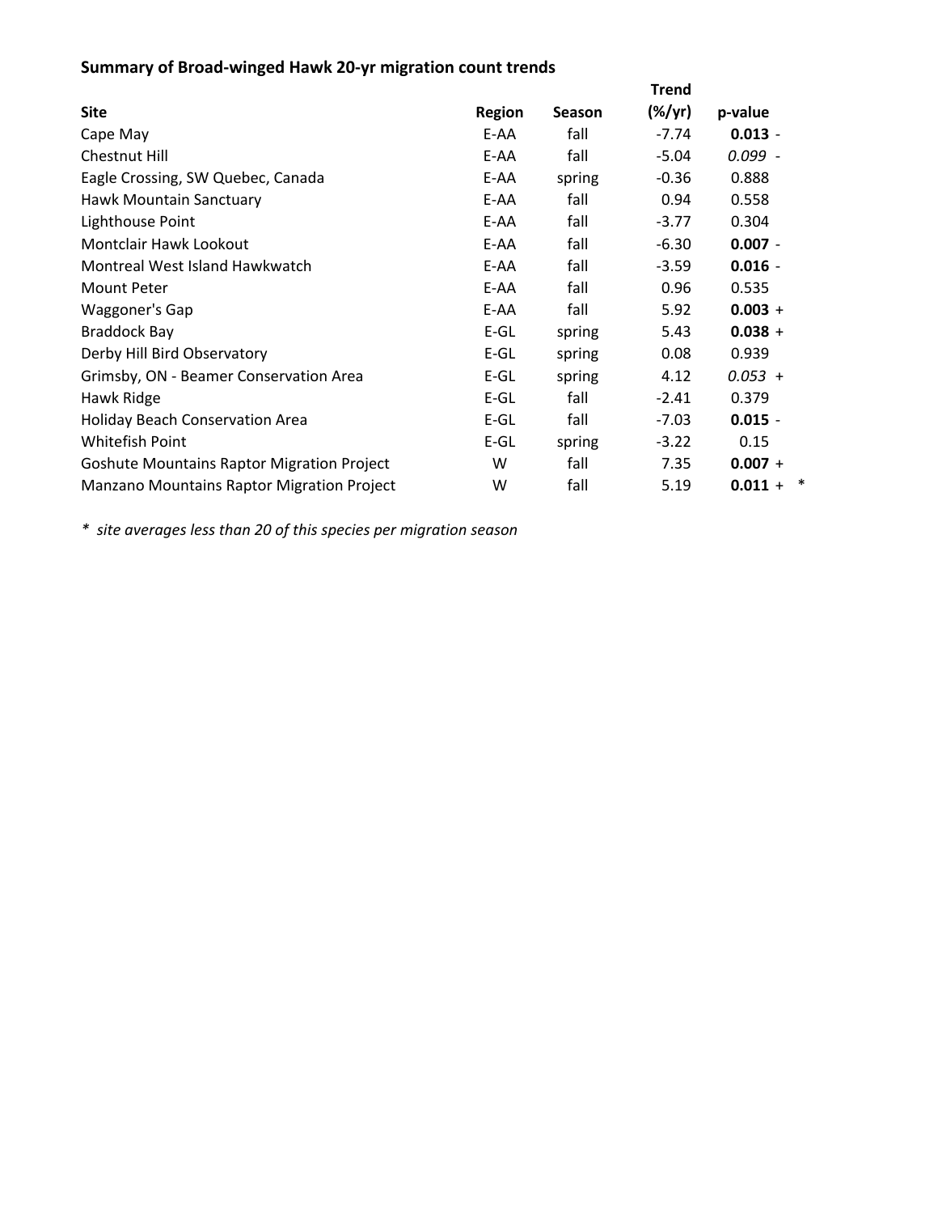**Summary of Broad-winged Hawk 20-yr migration count trends**

| **Site** | **Region** | **Season** | **Trend (%/yr)** | **p-value** | | |
|---|---|---|---|---|---|---|
| Cape May | E-AA | fall | -7.74 | **0.013** | - | |
| Chestnut Hill | E-AA | fall | -5.04 | *0.099* | - | |
| Eagle Crossing, SW Quebec, Canada | E-AA | spring | -0.36 | 0.888 | | |
| Hawk Mountain Sanctuary | E-AA | fall | 0.94 | 0.558 | | |
| Lighthouse Point | E-AA | fall | -3.77 | 0.304 | | |
| Montclair Hawk Lookout | E-AA | fall | -6.30 | **0.007** | - | |
| Montreal West Island Hawkwatch | E-AA | fall | -3.59 | **0.016** | - | |
| Mount Peter | E-AA | fall | 0.96 | 0.535 | | |
| Waggoner's Gap | E-AA | fall | 5.92 | **0.003** | + | |
| Braddock Bay | E-GL | spring | 5.43 | **0.038** | + | |
| Derby Hill Bird Observatory | E-GL | spring | 0.08 | 0.939 | | |
| Grimsby, ON - Beamer Conservation Area | E-GL | spring | 4.12 | *0.053* | + | |
| Hawk Ridge | E-GL | fall | -2.41 | 0.379 | | |
| Holiday Beach Conservation Area | E-GL | fall | -7.03 | **0.015** | - | |
| Whitefish Point | E-GL | spring | -3.22 | 0.15 | | |
| Goshute Mountains Raptor Migration Project | W | fall | 7.35 | **0.007** | + | |
| Manzano Mountains Raptor Migration Project | W | fall | 5.19 | **0.011** | + | * |

*\* site averages less than 20 of this species per migration season*